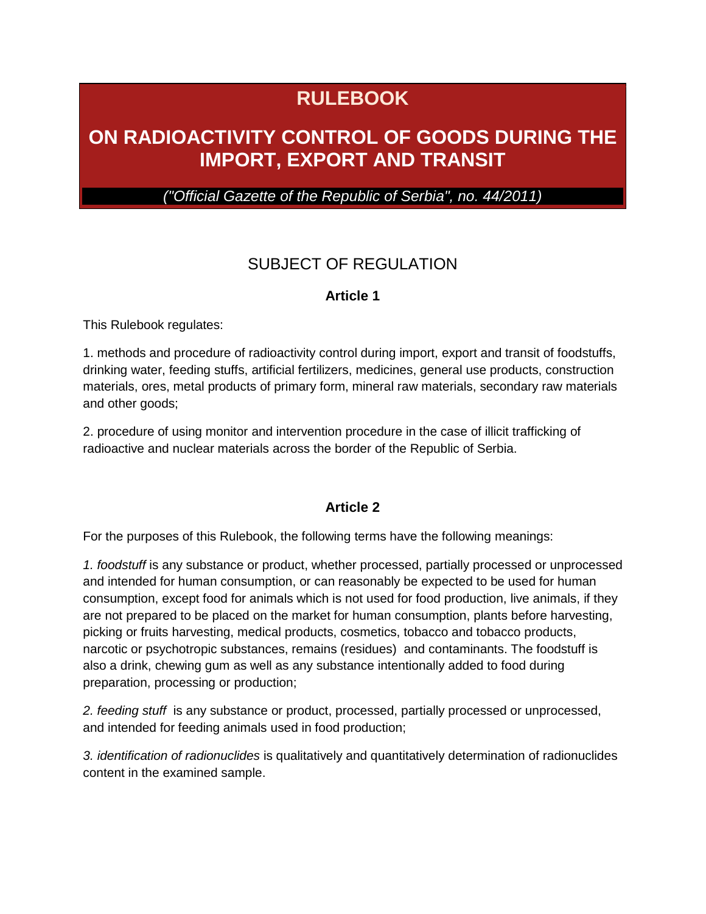# RULEBOOK

# ON RADIOACTIVITY CONTROL OF GOODS DURING THE IMPORT, EXPORT AND TRANSIT

*("Official Gazette of the Republic of Serbia", no. 44/2011)*

## SUBJECT OF REGULATION

### Article 1

This Rulebook regulates:

1. methods and procedure of radioactivity control during import, export and transit of foodstuffs, drinking water, feeding stuffs, artificial fertilizers, medicines, general use products, construction materials, ores, metal products of primary form, mineral raw materials, secondary raw materials and other goods;

2. procedure of using monitor and intervention procedure in the case of illicit trafficking of radioactive and nuclear materials across the border of the Republic of Serbia.

### Article 2

For the purposes of this Rulebook, the following terms have the following meanings:

*1. foodstuff* is any substance or product, whether processed, partially processed or unprocessed and intended for human consumption, or can reasonably be expected to be used for human consumption, except food for animals which is not used for food production, live animals, if they are not prepared to be placed on the market for human consumption, plants before harvesting, picking or fruits harvesting, medical products, cosmetics, tobacco and tobacco products, narcotic or psychotropic substances, remains (residues) and contaminants. The foodstuff is also a drink, chewing gum as well as any substance intentionally added to food during preparation, processing or production;

*2. feeding stuff* is any substance or product, processed, partially processed or unprocessed, and intended for feeding animals used in food production;

*3. identification of radionuclides* is qualitatively and quantitatively determination of radionuclides content in the examined sample.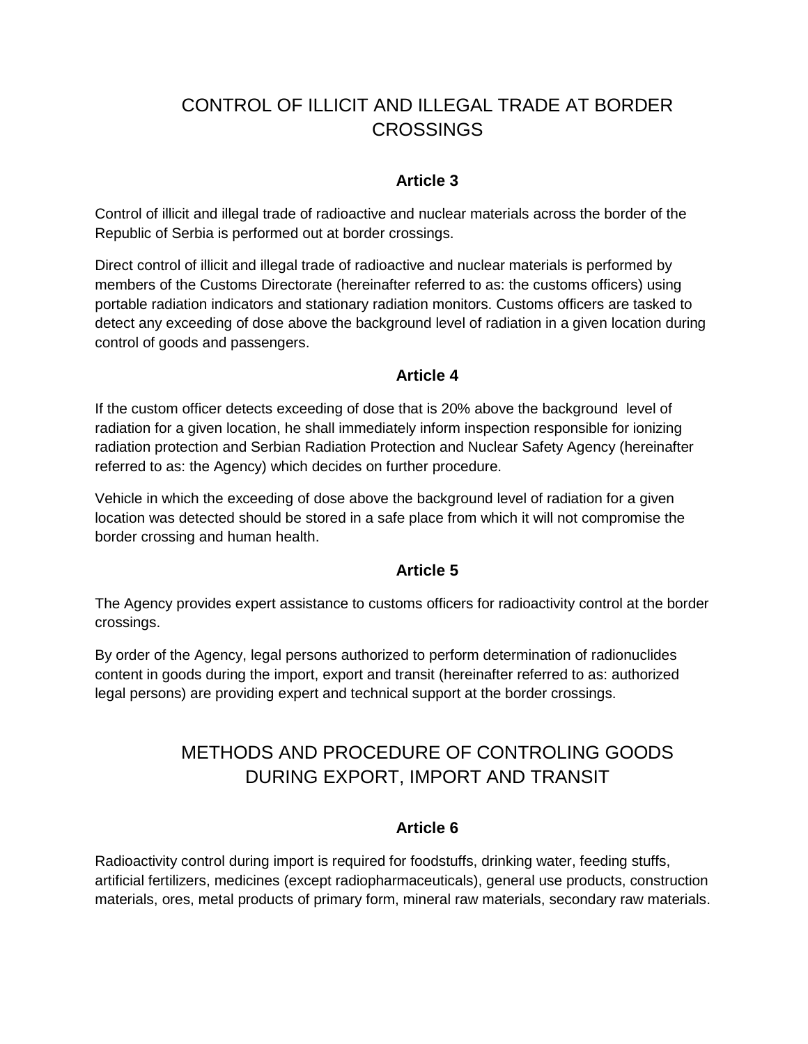## CONTROL OF ILLICIT AND ILLEGAL TRADE AT BORDER CROSSINGS

### Article 3

Control of illicit and illegal trade of radioactive and nuclear materials across the border of the Republic of Serbia is performed out at border crossings.

Direct control of illicit and illegal trade of radioactive and nuclear materials is performed by members of the Customs Directorate (hereinafter referred to as: the customs officers) using portable radiation indicators and stationary radiation monitors. Customs officers are tasked to detect any exceeding of dose above the background level of radiation in a given location during control of goods and passengers.

### Article 4

If the custom officer detects exceeding of dose that is 20% above the background level of radiation for a given location, he shall immediately inform inspection responsible for ionizing radiation protection and Serbian Radiation Protection and Nuclear Safety Agency (hereinafter referred to as: the Agency) which decides on further procedure.

Vehicle in which the exceeding of dose above the background level of radiation for a given location was detected should be stored in a safe place from which it will not compromise the border crossing and human health.

### Article 5

The Agency provides expert assistance to customs officers for radioactivity control at the border crossings.

By order of the Agency, legal persons authorized to perform determination of radionuclides content in goods during the import, export and transit (hereinafter referred to as: authorized legal persons) are providing expert and technical support at the border crossings.

## METHODS AND PROCEDURE OF CONTROLING GOODS DURING EXPORT, IMPORT AND TRANSIT

### Article 6

Radioactivity control during import is required for foodstuffs, drinking water, feeding stuffs, artificial fertilizers, medicines (except radiopharmaceuticals), general use products, construction materials, ores, metal products of primary form, mineral raw materials, secondary raw materials.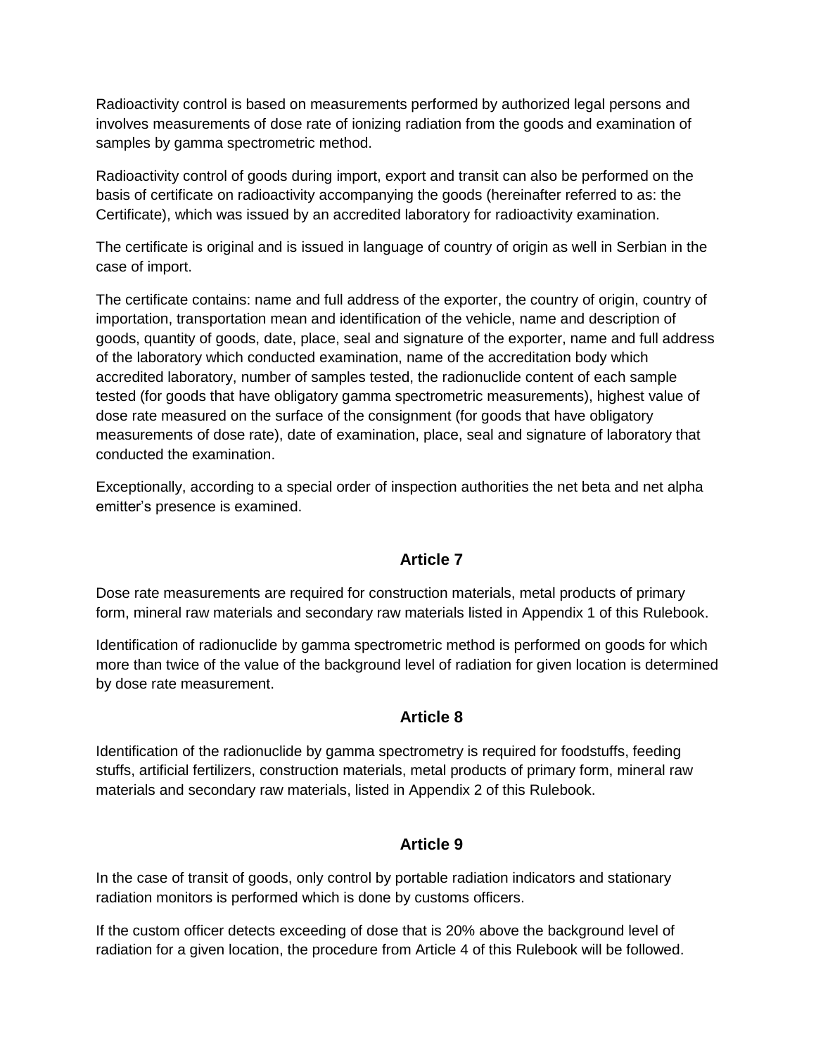Radioactivity control is based on measurements performed by authorized legal persons and involves measurements of dose rate of ionizing radiation from the goods and examination of samples by gamma spectrometric method.

Radioactivity control of goods during import, export and transit can also be performed on the basis of certificate on radioactivity accompanying the goods (hereinafter referred to as: the Certificate), which was issued by an accredited laboratory for radioactivity examination.

The certificate is original and is issued in language of country of origin as well in Serbian in the case of import.

The certificate contains: name and full address of the exporter, the country of origin, country of importation, transportation mean and identification of the vehicle, name and description of goods, quantity of goods, date, place, seal and signature of the exporter, name and full address of the laboratory which conducted examination, name of the accreditation body which accredited laboratory, number of samples tested, the radionuclide content of each sample tested (for goods that have obligatory gamma spectrometric measurements), highest value of dose rate measured on the surface of the consignment (for goods that have obligatory measurements of dose rate), date of examination, place, seal and signature of laboratory that conducted the examination.

Exceptionally, according to a special order of inspection authorities the net beta and net alpha emitter's presence is examined.

### Article 7

Dose rate measurements are required for construction materials, metal products of primary form, mineral raw materials and secondary raw materials listed in Appendix 1 of this Rulebook.

Identification of radionuclide by gamma spectrometric method is performed on goods for which more than twice of the value of the background level of radiation for given location is determined by dose rate measurement.

### Article 8

Identification of the radionuclide by gamma spectrometry is required for foodstuffs, feeding stuffs, artificial fertilizers, construction materials, metal products of primary form, mineral raw materials and secondary raw materials, listed in Appendix 2 of this Rulebook.

### Article 9

In the case of transit of goods, only control by portable radiation indicators and stationary radiation monitors is performed which is done by customs officers.

If the custom officer detects exceeding of dose that is 20% above the background level of radiation for a given location, the procedure from Article 4 of this Rulebook will be followed.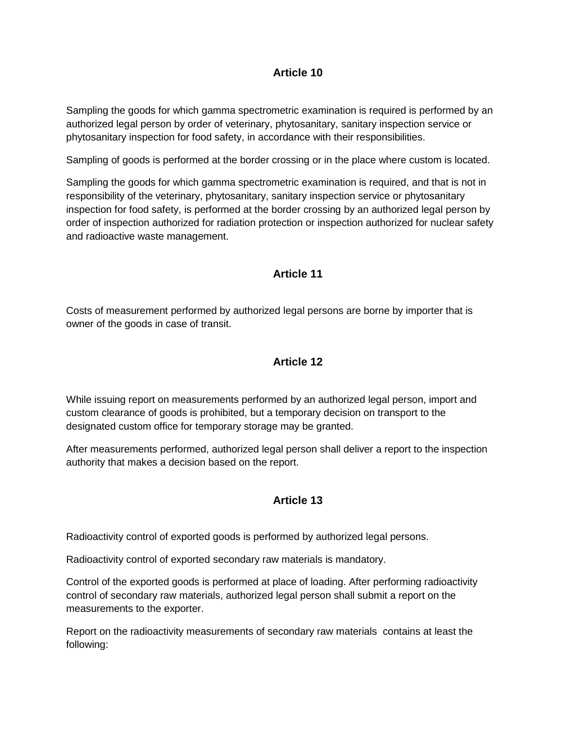## Article 10

Sampling the goods for which gamma spectrometric examination is required is performed by an authorized legal person by order of veterinary, phytosanitary, sanitary inspection service or phytosanitary inspection for food safety, in accordance with their responsibilities.

Sampling of goods is performed at the border crossing or in the place where custom is located.

Sampling the goods for which gamma spectrometric examination is required, and that is not in responsibility of the veterinary, phytosanitary, sanitary inspection service or phytosanitary inspection for food safety, is performed at the border crossing by an authorized legal person by order of inspection authorized for radiation protection or inspection authorized for nuclear safety and radioactive waste management.

## Article 11

Costs of measurement performed by authorized legal persons are borne by importer that is owner of the goods in case of transit.

## Article 12

While issuing report on measurements performed by an authorized legal person, import and custom clearance of goods is prohibited, but a temporary decision on transport to the designated custom office for temporary storage may be granted.

After measurements performed, authorized legal person shall deliver a report to the inspection authority that makes a decision based on the report.

## Article 13

Radioactivity control of exported goods is performed by authorized legal persons.

Radioactivity control of exported secondary raw materials is mandatory.

Control of the exported goods is performed at place of loading. After performing radioactivity control of secondary raw materials, authorized legal person shall submit a report on the measurements to the exporter.

Report on the radioactivity measurements of secondary raw materials contains at least the following: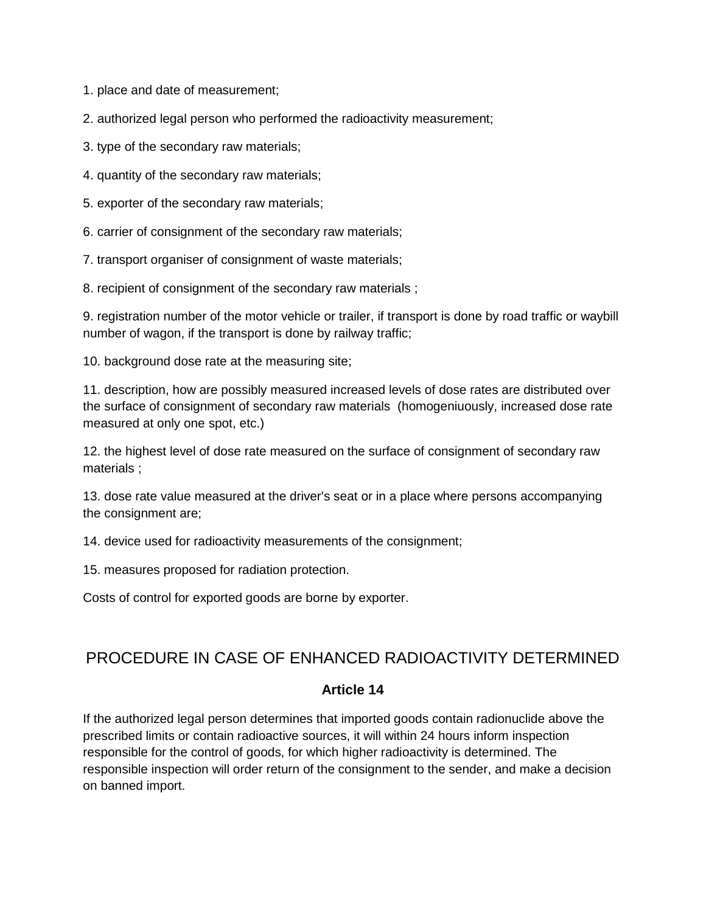1. place and date of measurement;
2. authorized legal person who performed the radioactivity measurement;
3. type of the secondary raw materials;
4. quantity of the secondary raw materials;
5. exporter of the secondary raw materials;
6. carrier of consignment of the secondary raw materials;
7. transport organiser of consignment of waste materials;
8. recipient of consignment of the secondary raw materials ;
9. registration number of the motor vehicle or trailer, if transport is done by road traffic or waybill number of wagon, if the transport is done by railway traffic;
10. background dose rate at the measuring site;
11. description, how are possibly measured increased levels of dose rates are distributed over the surface of consignment of secondary raw materials (homogeniuously, increased dose rate measured at only one spot, etc.)
12. the highest level of dose rate measured on the surface of consignment of secondary raw materials ;
13. dose rate value measured at the driver's seat or in a place where persons accompanying the consignment are;
14. device used for radioactivity measurements of the consignment;
15. measures proposed for radiation protection.

Costs of control for exported goods are borne by exporter.

## PROCEDURE IN CASE OF ENHANCED RADIOACTIVITY DETERMINED

### Article 14

If the authorized legal person determines that imported goods contain radionuclide above the prescribed limits or contain radioactive sources, it will within 24 hours inform inspection responsible for the control of goods, for which higher radioactivity is determined. The responsible inspection will order return of the consignment to the sender, and make a decision on banned import.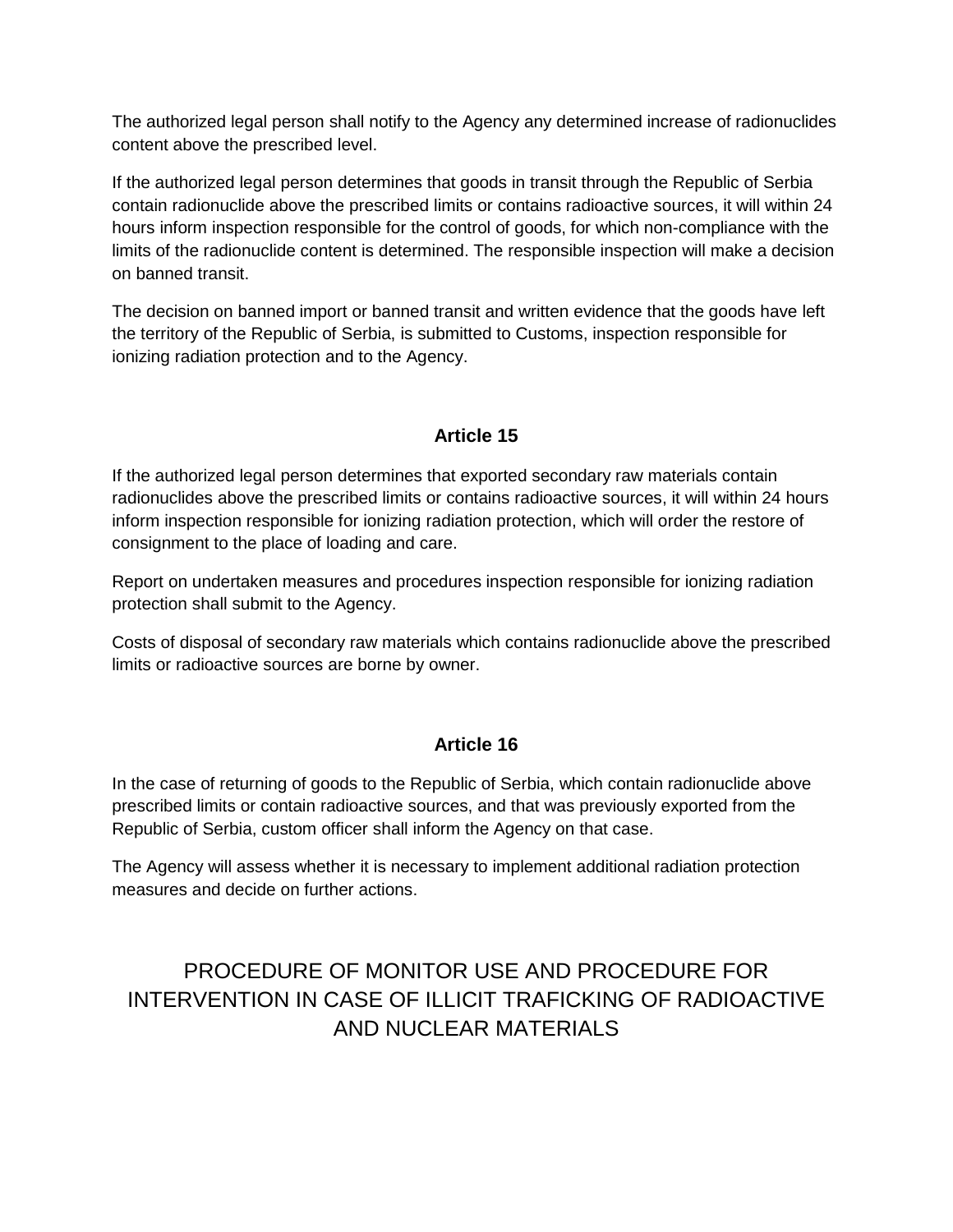The authorized legal person shall notify to the Agency any determined increase of radionuclides content above the prescribed level.

If the authorized legal person determines that goods in transit through the Republic of Serbia contain radionuclide above the prescribed limits or contains radioactive sources, it will within 24 hours inform inspection responsible for the control of goods, for which non-compliance with the limits of the radionuclide content is determined. The responsible inspection will make a decision on banned transit.

The decision on banned import or banned transit and written evidence that the goods have left the territory of the Republic of Serbia, is submitted to Customs, inspection responsible for ionizing radiation protection and to the Agency.

### Article 15

If the authorized legal person determines that exported secondary raw materials contain radionuclides above the prescribed limits or contains radioactive sources, it will within 24 hours inform inspection responsible for ionizing radiation protection, which will order the restore of consignment to the place of loading and care.

Report on undertaken measures and procedures inspection responsible for ionizing radiation protection shall submit to the Agency.

Costs of disposal of secondary raw materials which contains radionuclide above the prescribed limits or radioactive sources are borne by owner.

### Article 16

In the case of returning of goods to the Republic of Serbia, which contain radionuclide above prescribed limits or contain radioactive sources, and that was previously exported from the Republic of Serbia, custom officer shall inform the Agency on that case.

The Agency will assess whether it is necessary to implement additional radiation protection measures and decide on further actions.

## PROCEDURE OF MONITOR USE AND PROCEDURE FOR INTERVENTION IN CASE OF ILLICIT TRAFICKING OF RADIOACTIVE AND NUCLEAR MATERIALS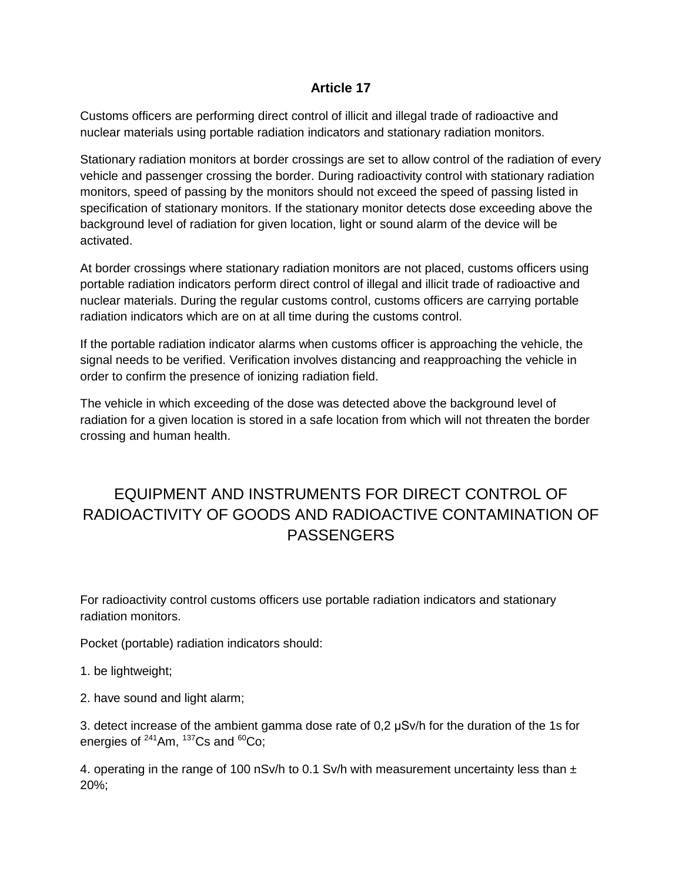## Article 17

Customs officers are performing direct control of illicit and illegal trade of radioactive and nuclear materials using portable radiation indicators and stationary radiation monitors.

Stationary radiation monitors at border crossings are set to allow control of the radiation of every vehicle and passenger crossing the border. During radioactivity control with stationary radiation monitors, speed of passing by the monitors should not exceed the speed of passing listed in specification of stationary monitors. If the stationary monitor detects dose exceeding above the background level of radiation for given location, light or sound alarm of the device will be activated.

At border crossings where stationary radiation monitors are not placed, customs officers using portable radiation indicators perform direct control of illegal and illicit trade of radioactive and nuclear materials. During the regular customs control, customs officers are carrying portable radiation indicators which are on at all time during the customs control.

If the portable radiation indicator alarms when customs officer is approaching the vehicle, the signal needs to be verified. Verification involves distancing and reapproaching the vehicle in order to confirm the presence of ionizing radiation field.

The vehicle in which exceeding of the dose was detected above the background level of radiation for a given location is stored in a safe location from which will not threaten the border crossing and human health.

# EQUIPMENT AND INSTRUMENTS FOR DIRECT CONTROL OF RADIOACTIVITY OF GOODS AND RADIOACTIVE CONTAMINATION OF PASSENGERS

For radioactivity control customs officers use portable radiation indicators and stationary radiation monitors.

Pocket (portable) radiation indicators should:

1. be lightweight;

2. have sound and light alarm;

3. detect increase of the ambient gamma dose rate of 0,2 μSv/h for the duration of the 1s for energies of $^{241}Am$, $^{137}Cs$ and $^{60}Co$;

4. operating in the range of 100 nSv/h to 0.1 Sv/h with measurement uncertainty less than ± 20%;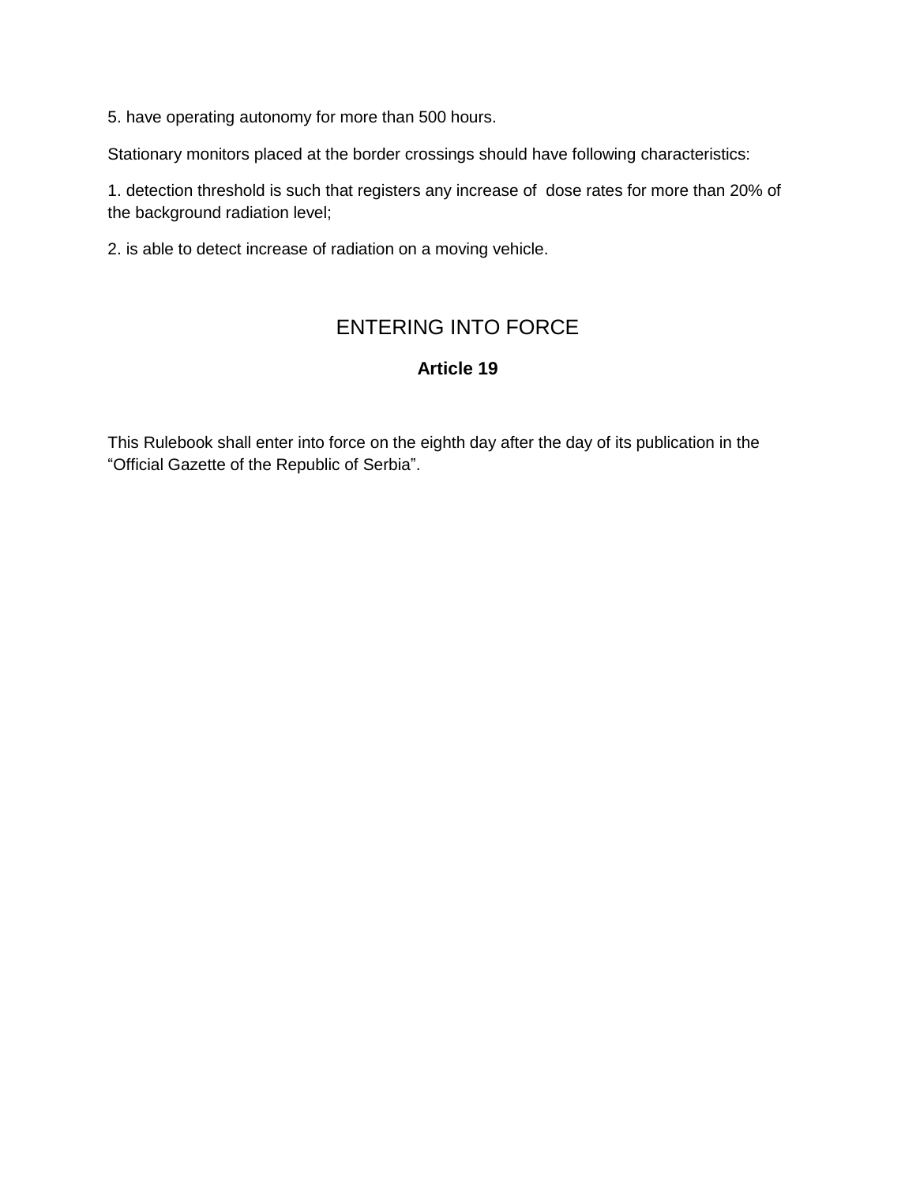5. have operating autonomy for more than 500 hours.

Stationary monitors placed at the border crossings should have following characteristics:

1. detection threshold is such that registers any increase of dose rates for more than 20% of the background radiation level;

2. is able to detect increase of radiation on a moving vehicle.

## ENTERING INTO FORCE

### Article 19

This Rulebook shall enter into force on the eighth day after the day of its publication in the “Official Gazette of the Republic of Serbia”.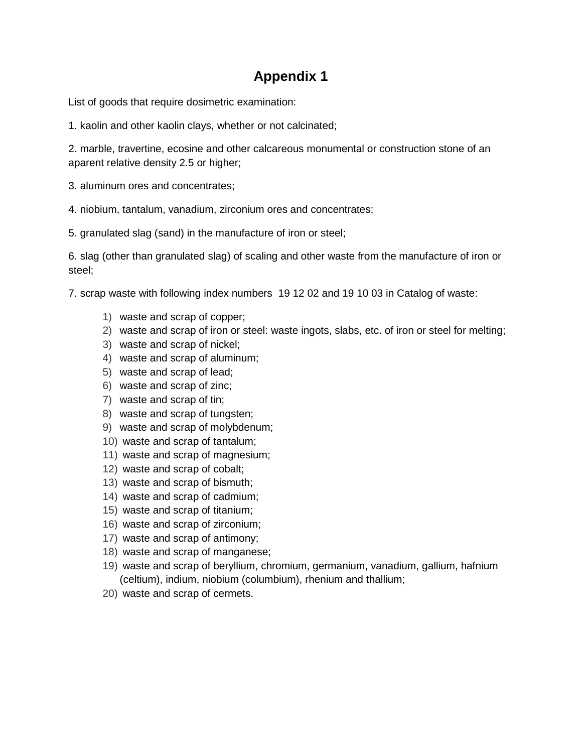# Appendix 1

List of goods that require dosimetric examination:

1. kaolin and other kaolin clays, whether or not calcinated;

2. marble, travertine, ecosine and other calcareous monumental or construction stone of an aparent relative density 2.5 or higher;

3. aluminum ores and concentrates;

4. niobium, tantalum, vanadium, zirconium ores and concentrates;

5. granulated slag (sand) in the manufacture of iron or steel;

6. slag (other than granulated slag) of scaling and other waste from the manufacture of iron or steel;

7. scrap waste with following index numbers 19 12 02 and 19 10 03 in Catalog of waste:

    1) waste and scrap of copper;
    2) waste and scrap of iron or steel: waste ingots, slabs, etc. of iron or steel for melting;
    3) waste and scrap of nickel;
    4) waste and scrap of aluminum;
    5) waste and scrap of lead;
    6) waste and scrap of zinc;
    7) waste and scrap of tin;
    8) waste and scrap of tungsten;
    9) waste and scrap of molybdenum;
    10) waste and scrap of tantalum;
    11) waste and scrap of magnesium;
    12) waste and scrap of cobalt;
    13) waste and scrap of bismuth;
    14) waste and scrap of cadmium;
    15) waste and scrap of titanium;
    16) waste and scrap of zirconium;
    17) waste and scrap of antimony;
    18) waste and scrap of manganese;
    19) waste and scrap of beryllium, chromium, germanium, vanadium, gallium, hafnium (celtium), indium, niobium (columbium), rhenium and thallium;
    20) waste and scrap of cermets.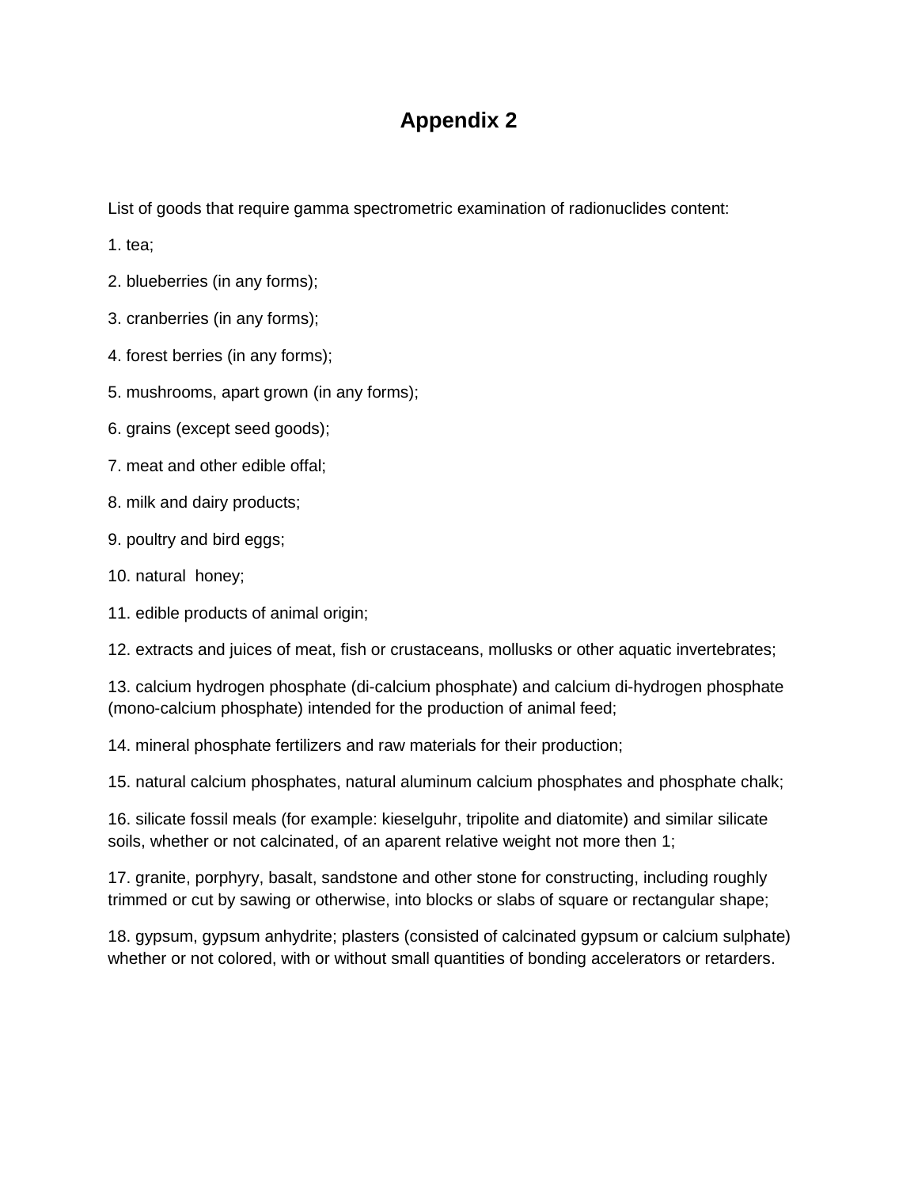# Appendix 2

List of goods that require gamma spectrometric examination of radionuclides content:

1. tea;
2. blueberries (in any forms);
3. cranberries (in any forms);
4. forest berries (in any forms);
5. mushrooms, apart grown (in any forms);
6. grains (except seed goods);
7. meat and other edible offal;
8. milk and dairy products;
9. poultry and bird eggs;
10. natural honey;
11. edible products of animal origin;
12. extracts and juices of meat, fish or crustaceans, mollusks or other aquatic invertebrates;
13. calcium hydrogen phosphate (di-calcium phosphate) and calcium di-hydrogen phosphate (mono-calcium phosphate) intended for the production of animal feed;
14. mineral phosphate fertilizers and raw materials for their production;
15. natural calcium phosphates, natural aluminum calcium phosphates and phosphate chalk;
16. silicate fossil meals (for example: kieselguhr, tripolite and diatomite) and similar silicate soils, whether or not calcinated, of an aparent relative weight not more then 1;
17. granite, porphyry, basalt, sandstone and other stone for constructing, including roughly trimmed or cut by sawing or otherwise, into blocks or slabs of square or rectangular shape;
18. gypsum, gypsum anhydrite; plasters (consisted of calcinated gypsum or calcium sulphate) whether or not colored, with or without small quantities of bonding accelerators or retarders.